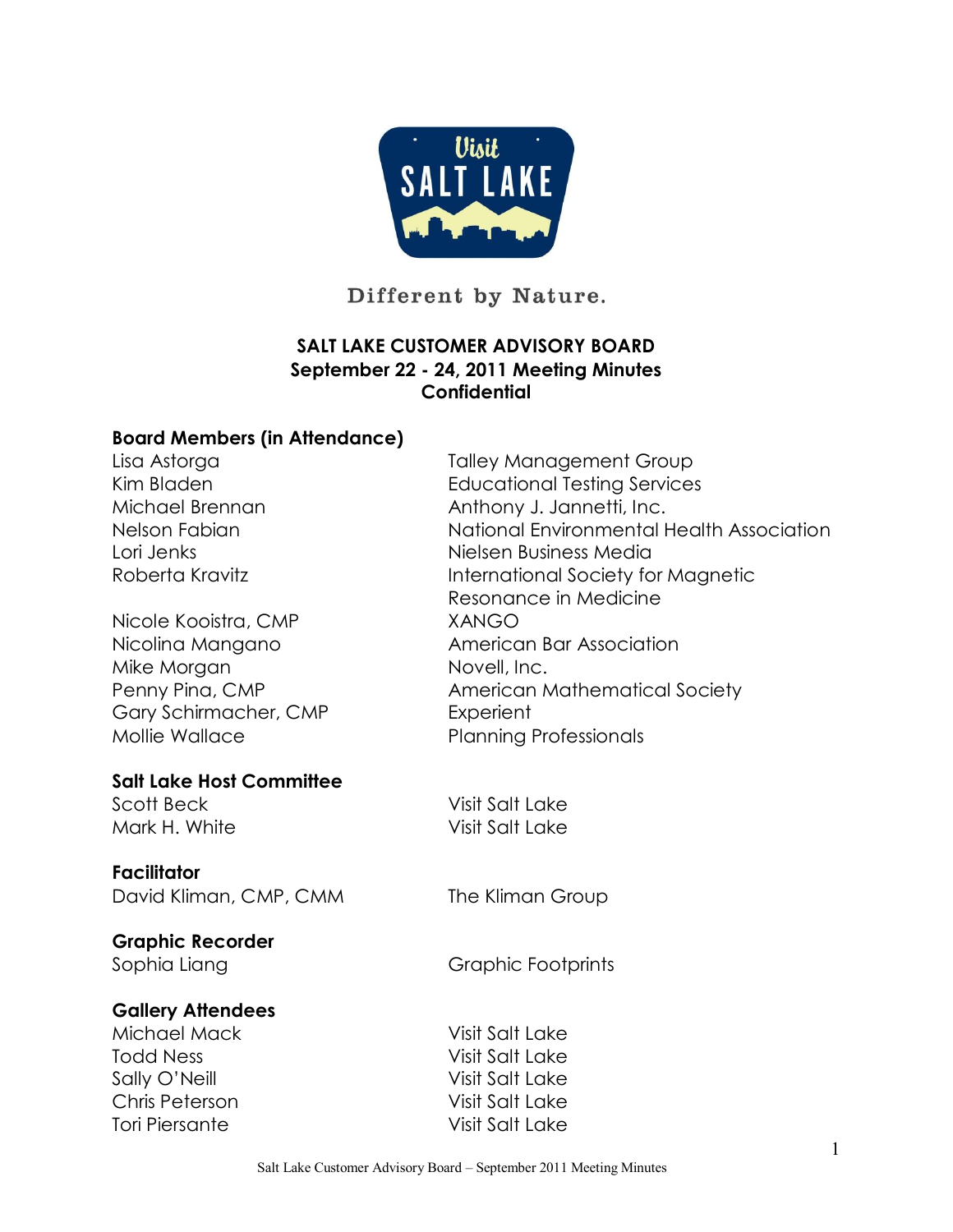Different by Nature.

# SALT LAKE CUSTOMER ADVISORY BOARD
## September 22 - 24, 2011 Meeting Minutes
**Confidential**

### Board Members (in Attendance)

| | |
|---|---|
| Lisa Astorga | Talley Management Group |
| Kim Bladen | Educational Testing Services |
| Michael Brennan | Anthony J. Jannetti, Inc. |
| Nelson Fabian | National Environmental Health Association |
| Lori Jenks | Nielsen Business Media |
| Roberta Kravitz | International Society for Magnetic Resonance in Medicine |
| Nicole Kooistra, CMP | XANGO |
| Nicolina Mangano | American Bar Association |
| Mike Morgan | Novell, Inc. |
| Penny Pina, CMP | American Mathematical Society |
| Gary Schirmacher, CMP | Experient |
| Mollie Wallace | Planning Professionals |

### Salt Lake Host Committee

| | |
|---|---|
| Scott Beck | Visit Salt Lake |
| Mark H. White | Visit Salt Lake |

### Facilitator

| | |
|---|---|
| David Kliman, CMP, CMM | The Kliman Group |

### Graphic Recorder

| | |
|---|---|
| Sophia Liang | Graphic Footprints |

### Gallery Attendees

| | |
|---|---|
| Michael Mack | Visit Salt Lake |
| Todd Ness | Visit Salt Lake |
| Sally O'Neill | Visit Salt Lake |
| Chris Peterson | Visit Salt Lake |
| Tori Piersante | Visit Salt Lake |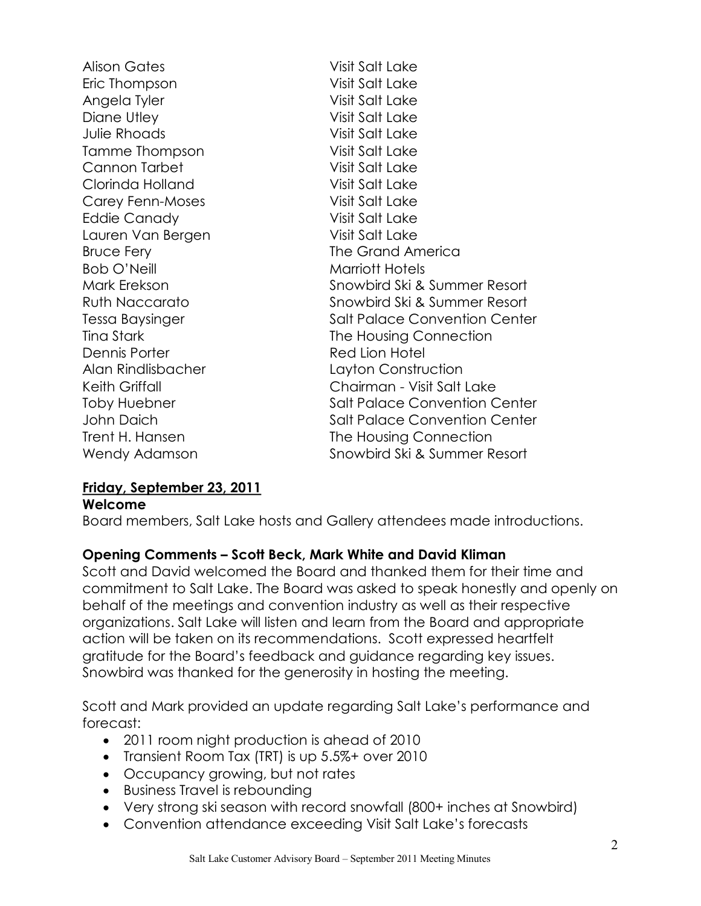| | |
|---|---|
| Alison Gates | Visit Salt Lake |
| Eric Thompson | Visit Salt Lake |
| Angela Tyler | Visit Salt Lake |
| Diane Utley | Visit Salt Lake |
| Julie Rhoads | Visit Salt Lake |
| Tamme Thompson | Visit Salt Lake |
| Cannon Tarbet | Visit Salt Lake |
| Clorinda Holland | Visit Salt Lake |
| Carey Fenn-Moses | Visit Salt Lake |
| Eddie Canady | Visit Salt Lake |
| Lauren Van Bergen | Visit Salt Lake |
| Bruce Fery | The Grand America |
| Bob O'Neill | Marriott Hotels |
| Mark Erekson | Snowbird Ski & Summer Resort |
| Ruth Naccarato | Snowbird Ski & Summer Resort |
| Tessa Baysinger | Salt Palace Convention Center |
| Tina Stark | The Housing Connection |
| Dennis Porter | Red Lion Hotel |
| Alan Rindlisbacher | Layton Construction |
| Keith Griffall | Chairman - Visit Salt Lake |
| Toby Huebner | Salt Palace Convention Center |
| John Daich | Salt Palace Convention Center |
| Trent H. Hansen | The Housing Connection |
| Wendy Adamson | Snowbird Ski & Summer Resort |

## Friday, September 23, 2011

### Welcome

Board members, Salt Lake hosts and Gallery attendees made introductions.

### Opening Comments – Scott Beck, Mark White and David Kliman

Scott and David welcomed the Board and thanked them for their time and commitment to Salt Lake. The Board was asked to speak honestly and openly on behalf of the meetings and convention industry as well as their respective organizations. Salt Lake will listen and learn from the Board and appropriate action will be taken on its recommendations. Scott expressed heartfelt gratitude for the Board's feedback and guidance regarding key issues. Snowbird was thanked for the generosity in hosting the meeting.

Scott and Mark provided an update regarding Salt Lake's performance and forecast:

- 2011 room night production is ahead of 2010
- Transient Room Tax (TRT) is up 5.5%+ over 2010
- Occupancy growing, but not rates
- Business Travel is rebounding
- Very strong ski season with record snowfall (800+ inches at Snowbird)
- Convention attendance exceeding Visit Salt Lake's forecasts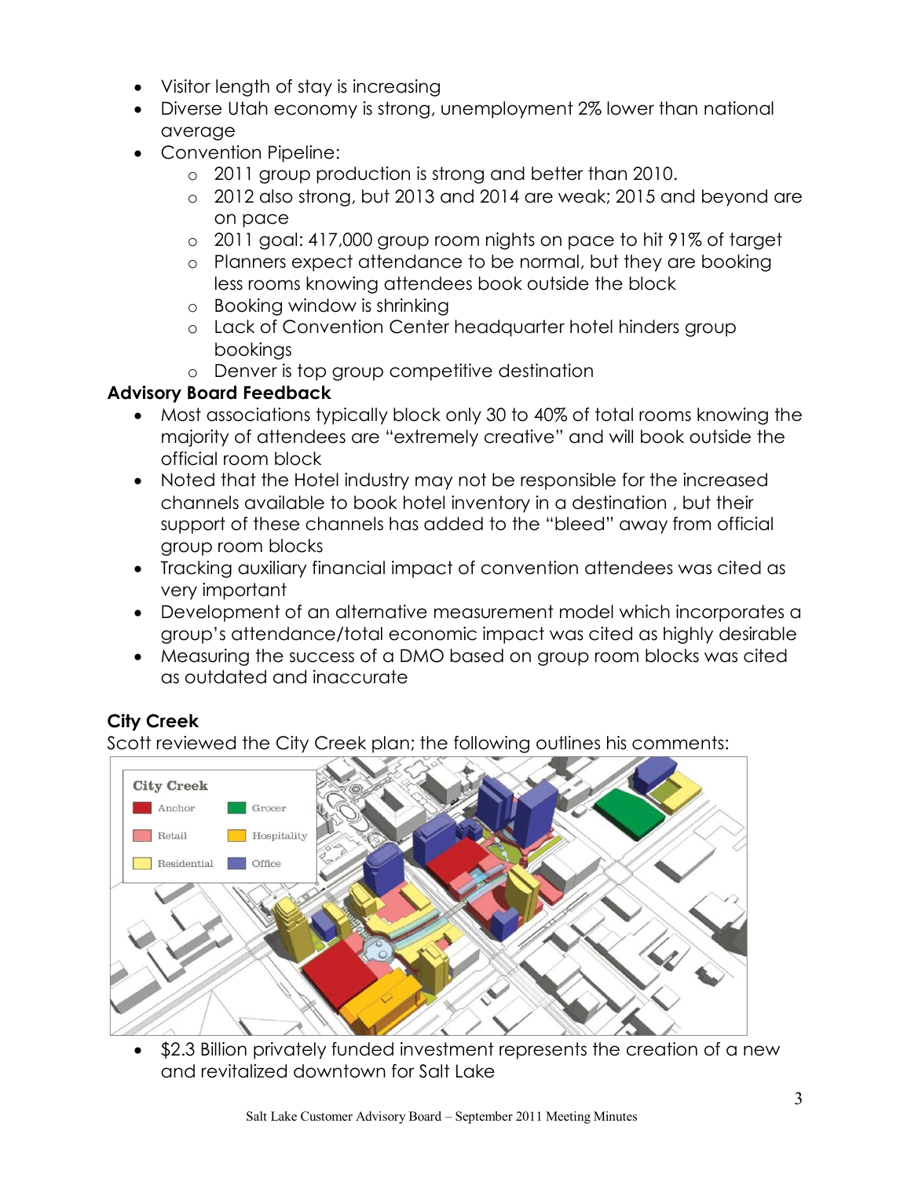- Visitor length of stay is increasing
- Diverse Utah economy is strong, unemployment 2% lower than national average
- Convention Pipeline:
  - 2011 group production is strong and better than 2010.
  - 2012 also strong, but 2013 and 2014 are weak; 2015 and beyond are on pace
  - 2011 goal: 417,000 group room nights on pace to hit 91% of target
  - Planners expect attendance to be normal, but they are booking less rooms knowing attendees book outside the block
  - Booking window is shrinking
  - Lack of Convention Center headquarter hotel hinders group bookings
  - Denver is top group competitive destination

**Advisory Board Feedback**

- Most associations typically block only 30 to 40% of total rooms knowing the majority of attendees are "extremely creative" and will book outside the official room block
- Noted that the Hotel industry may not be responsible for the increased channels available to book hotel inventory in a destination , but their support of these channels has added to the "bleed" away from official group room blocks
- Tracking auxiliary financial impact of convention attendees was cited as very important
- Development of an alternative measurement model which incorporates a group's attendance/total economic impact was cited as highly desirable
- Measuring the success of a DMO based on group room blocks was cited as outdated and inaccurate

### City Creek

Scott reviewed the City Creek plan; the following outlines his comments:

- $2.3 Billion privately funded investment represents the creation of a new and revitalized downtown for Salt Lake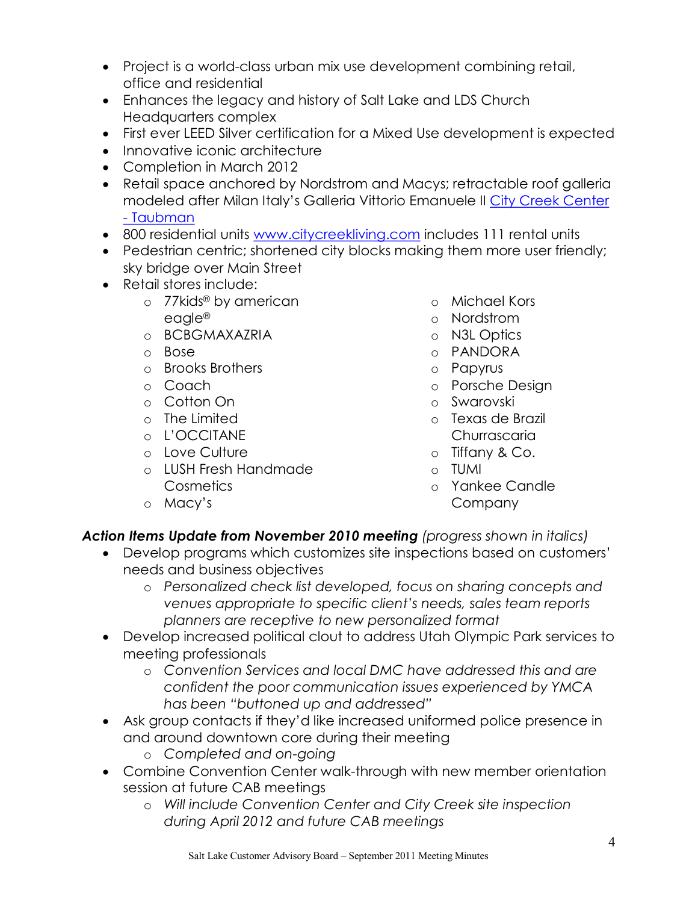- Project is a world-class urban mix use development combining retail, office and residential
- Enhances the legacy and history of Salt Lake and LDS Church Headquarters complex
- First ever LEED Silver certification for a Mixed Use development is expected
- Innovative iconic architecture
- Completion in March 2012
- Retail space anchored by Nordstrom and Macys; retractable roof galleria modeled after Milan Italy's Galleria Vittorio Emanuele II [City Creek Center - Taubman]
- 800 residential units www.citycreekliving.com includes 111 rental units
- Pedestrian centric; shortened city blocks making them more user friendly; sky bridge over Main Street
- Retail stores include:
    - 77kids® by american eagle®
    - BCBGMAXAZRIA
    - Bose
    - Brooks Brothers
    - Coach
    - Cotton On
    - The Limited
    - L'OCCITANE
    - Love Culture
    - LUSH Fresh Handmade Cosmetics
    - Macy's
    - Michael Kors
    - Nordstrom
    - N3L Optics
    - PANDORA
    - Papyrus
    - Porsche Design
    - Swarovski
    - Texas de Brazil Churrascaria
    - Tiffany & Co.
    - TUMI
    - Yankee Candle Company

***Action Items Update from November 2010 meeting*** *(progress shown in italics)*

- Develop programs which customizes site inspections based on customers' needs and business objectives
    - *Personalized check list developed, focus on sharing concepts and venues appropriate to specific client's needs, sales team reports planners are receptive to new personalized format*
- Develop increased political clout to address Utah Olympic Park services to meeting professionals
    - *Convention Services and local DMC have addressed this and are confident the poor communication issues experienced by YMCA has been "buttoned up and addressed"*
- Ask group contacts if they'd like increased uniformed police presence in and around downtown core during their meeting
    - *Completed and on-going*
- Combine Convention Center walk-through with new member orientation session at future CAB meetings
    - *Will include Convention Center and City Creek site inspection during April 2012 and future CAB meetings*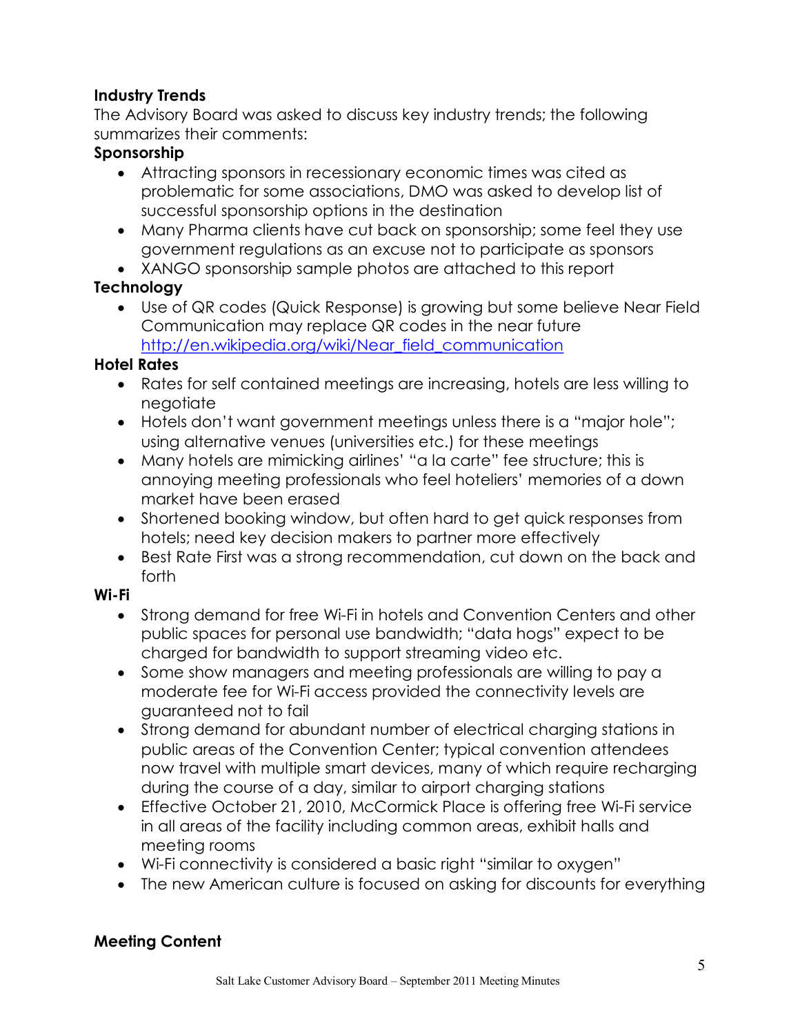## Industry Trends

The Advisory Board was asked to discuss key industry trends; the following summarizes their comments:

### Sponsorship

- Attracting sponsors in recessionary economic times was cited as problematic for some associations, DMO was asked to develop list of successful sponsorship options in the destination
- Many Pharma clients have cut back on sponsorship; some feel they use government regulations as an excuse not to participate as sponsors
- XANGO sponsorship sample photos are attached to this report

### Technology

- Use of QR codes (Quick Response) is growing but some believe Near Field Communication may replace QR codes in the near future [http://en.wikipedia.org/wiki/Near_field_communication](http://en.wikipedia.org/wiki/Near_field_communication)

### Hotel Rates

- Rates for self contained meetings are increasing, hotels are less willing to negotiate
- Hotels don't want government meetings unless there is a "major hole"; using alternative venues (universities etc.) for these meetings
- Many hotels are mimicking airlines' "a la carte" fee structure; this is annoying meeting professionals who feel hoteliers' memories of a down market have been erased
- Shortened booking window, but often hard to get quick responses from hotels; need key decision makers to partner more effectively
- Best Rate First was a strong recommendation, cut down on the back and forth

### Wi-Fi

- Strong demand for free Wi-Fi in hotels and Convention Centers and other public spaces for personal use bandwidth; "data hogs" expect to be charged for bandwidth to support streaming video etc.
- Some show managers and meeting professionals are willing to pay a moderate fee for Wi-Fi access provided the connectivity levels are guaranteed not to fail
- Strong demand for abundant number of electrical charging stations in public areas of the Convention Center; typical convention attendees now travel with multiple smart devices, many of which require recharging during the course of a day, similar to airport charging stations
- Effective October 21, 2010, McCormick Place is offering free Wi-Fi service in all areas of the facility including common areas, exhibit halls and meeting rooms
- Wi-Fi connectivity is considered a basic right "similar to oxygen"
- The new American culture is focused on asking for discounts for everything

## Meeting Content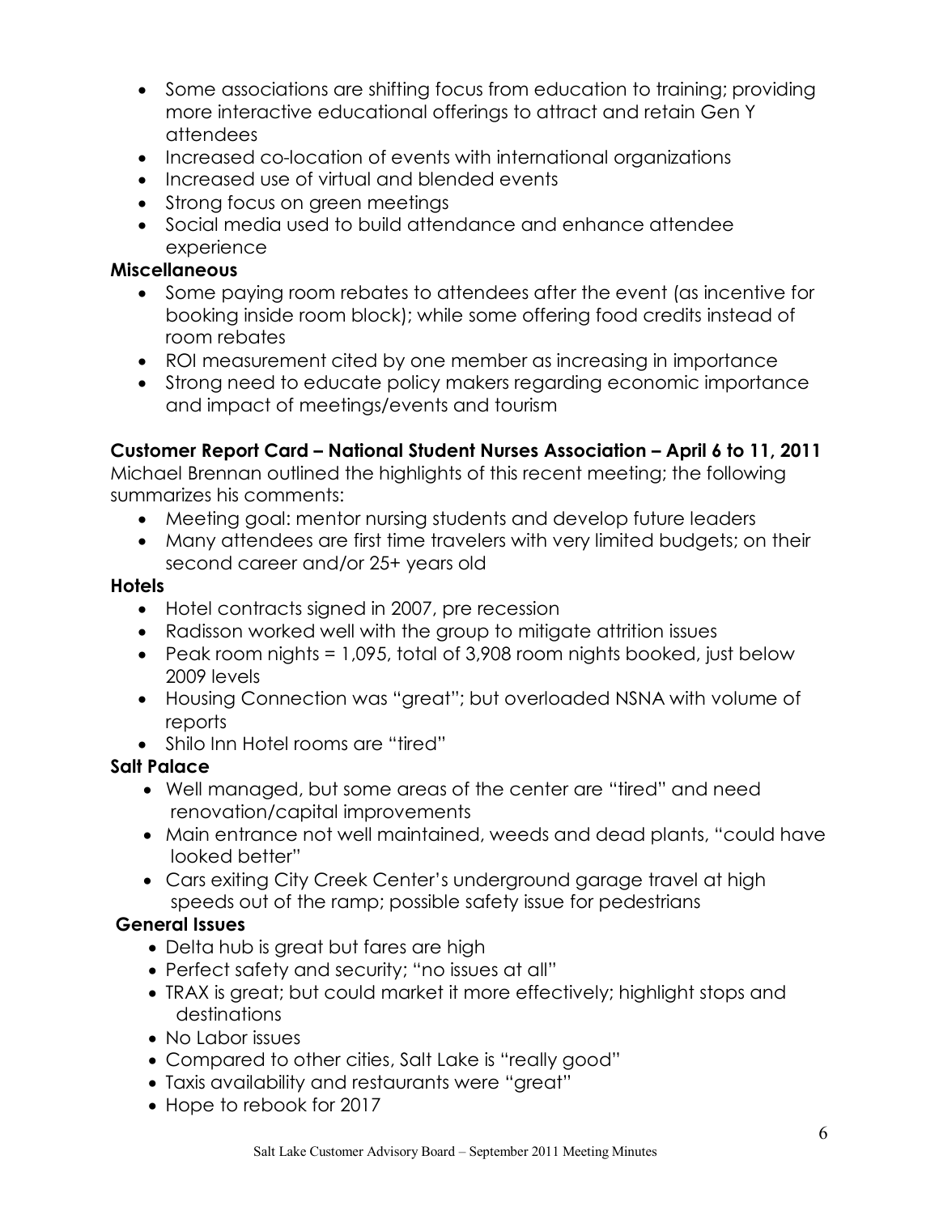- Some associations are shifting focus from education to training; providing more interactive educational offerings to attract and retain Gen Y attendees
- Increased co-location of events with international organizations
- Increased use of virtual and blended events
- Strong focus on green meetings
- Social media used to build attendance and enhance attendee experience

**Miscellaneous**

- Some paying room rebates to attendees after the event (as incentive for booking inside room block); while some offering food credits instead of room rebates
- ROI measurement cited by one member as increasing in importance
- Strong need to educate policy makers regarding economic importance and impact of meetings/events and tourism

**Customer Report Card – National Student Nurses Association – April 6 to 11, 2011**

Michael Brennan outlined the highlights of this recent meeting; the following summarizes his comments:

- Meeting goal: mentor nursing students and develop future leaders
- Many attendees are first time travelers with very limited budgets; on their second career and/or 25+ years old

**Hotels**

- Hotel contracts signed in 2007, pre recession
- Radisson worked well with the group to mitigate attrition issues
- Peak room nights = 1,095, total of 3,908 room nights booked, just below 2009 levels
- Housing Connection was "great"; but overloaded NSNA with volume of reports
- Shilo Inn Hotel rooms are "tired"

**Salt Palace**

- Well managed, but some areas of the center are "tired" and need renovation/capital improvements
- Main entrance not well maintained, weeds and dead plants, "could have looked better"
- Cars exiting City Creek Center's underground garage travel at high speeds out of the ramp; possible safety issue for pedestrians

**General Issues**

- Delta hub is great but fares are high
- Perfect safety and security; "no issues at all"
- TRAX is great; but could market it more effectively; highlight stops and destinations
- No Labor issues
- Compared to other cities, Salt Lake is "really good"
- Taxis availability and restaurants were "great"
- Hope to rebook for 2017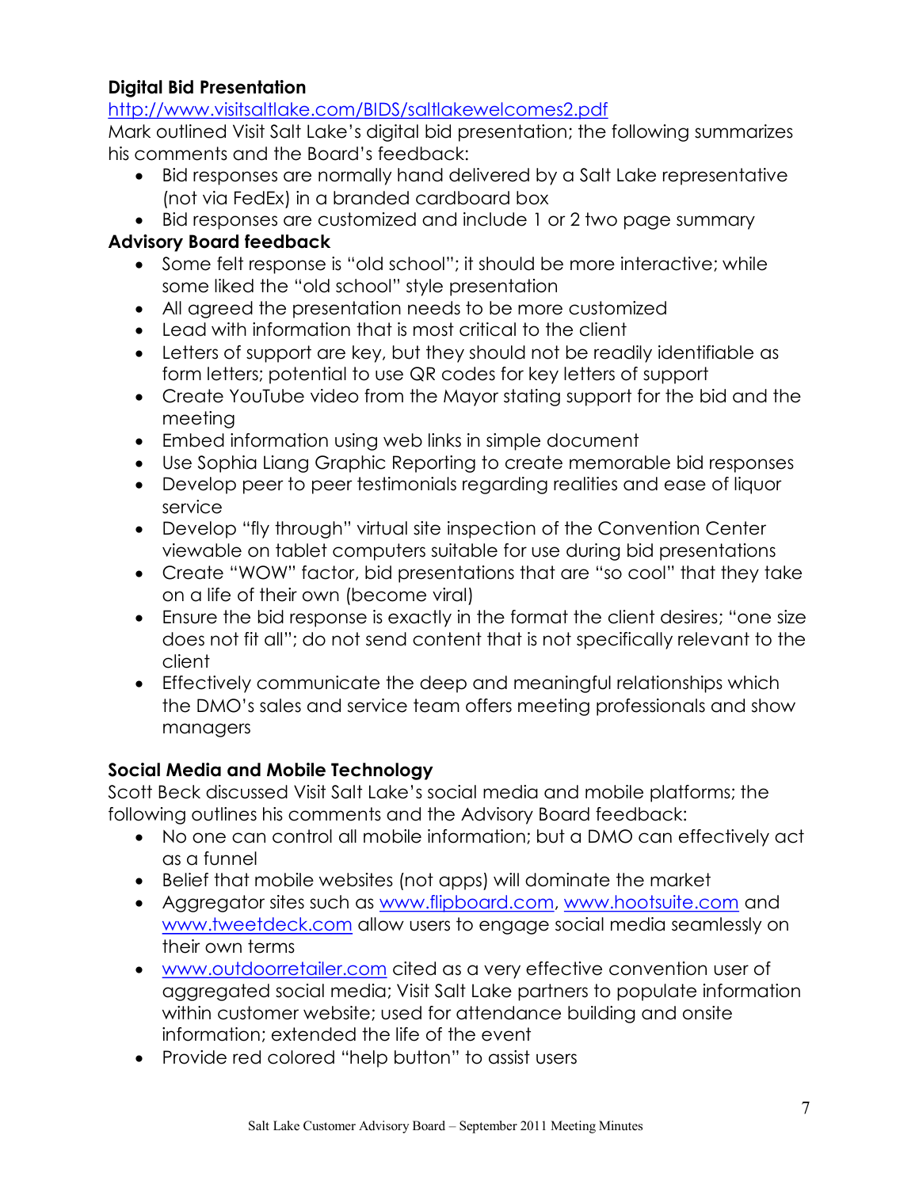**Digital Bid Presentation**

http://www.visitsaltlake.com/BIDS/saltlakewelcomes2.pdf

Mark outlined Visit Salt Lake's digital bid presentation; the following summarizes his comments and the Board's feedback:

- Bid responses are normally hand delivered by a Salt Lake representative (not via FedEx) in a branded cardboard box
- Bid responses are customized and include 1 or 2 two page summary

**Advisory Board feedback**

- Some felt response is "old school"; it should be more interactive; while some liked the "old school" style presentation
- All agreed the presentation needs to be more customized
- Lead with information that is most critical to the client
- Letters of support are key, but they should not be readily identifiable as form letters; potential to use QR codes for key letters of support
- Create YouTube video from the Mayor stating support for the bid and the meeting
- Embed information using web links in simple document
- Use Sophia Liang Graphic Reporting to create memorable bid responses
- Develop peer to peer testimonials regarding realities and ease of liquor service
- Develop "fly through" virtual site inspection of the Convention Center viewable on tablet computers suitable for use during bid presentations
- Create "WOW" factor, bid presentations that are "so cool" that they take on a life of their own (become viral)
- Ensure the bid response is exactly in the format the client desires; "one size does not fit all"; do not send content that is not specifically relevant to the client
- Effectively communicate the deep and meaningful relationships which the DMO's sales and service team offers meeting professionals and show managers

**Social Media and Mobile Technology**

Scott Beck discussed Visit Salt Lake's social media and mobile platforms; the following outlines his comments and the Advisory Board feedback:

- No one can control all mobile information; but a DMO can effectively act as a funnel
- Belief that mobile websites (not apps) will dominate the market
- Aggregator sites such as www.flipboard.com, www.hootsuite.com and www.tweetdeck.com allow users to engage social media seamlessly on their own terms
- www.outdoorretailer.com cited as a very effective convention user of aggregated social media; Visit Salt Lake partners to populate information within customer website; used for attendance building and onsite information; extended the life of the event
- Provide red colored "help button" to assist users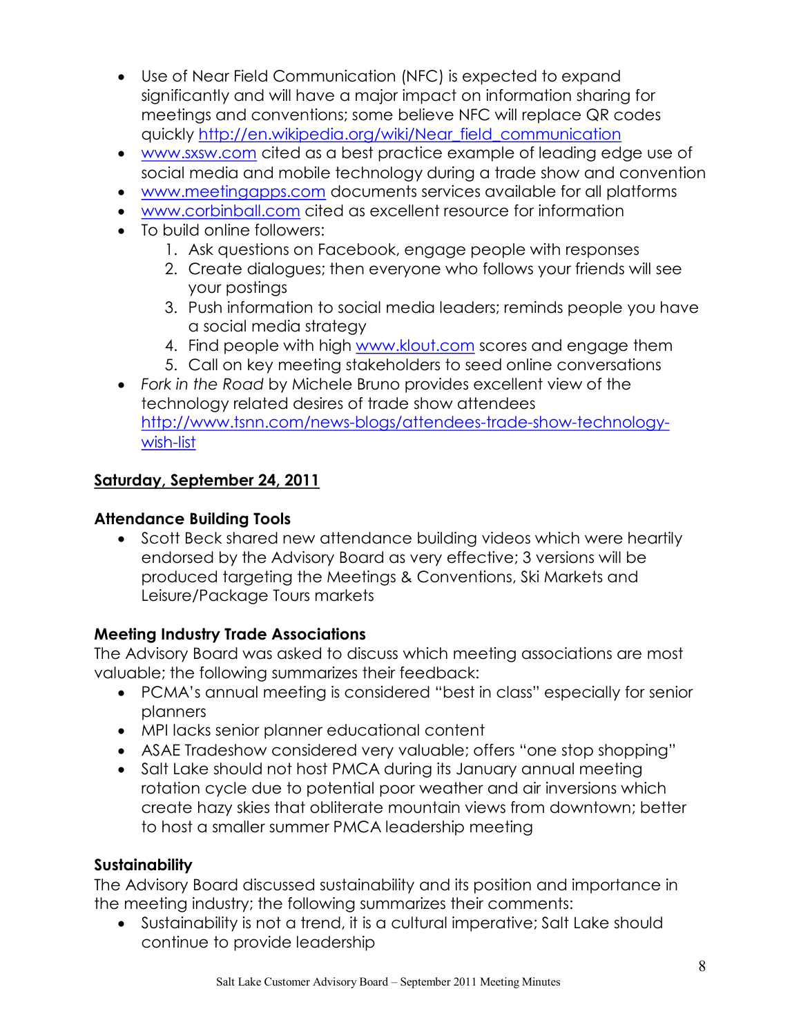- Use of Near Field Communication (NFC) is expected to expand significantly and will have a major impact on information sharing for meetings and conventions; some believe NFC will replace QR codes quickly http://en.wikipedia.org/wiki/Near_field_communication
- www.sxsw.com cited as a best practice example of leading edge use of social media and mobile technology during a trade show and convention
- www.meetingapps.com documents services available for all platforms
- www.corbinball.com cited as excellent resource for information
- To build online followers:
  1. Ask questions on Facebook, engage people with responses
  2. Create dialogues; then everyone who follows your friends will see your postings
  3. Push information to social media leaders; reminds people you have a social media strategy
  4. Find people with high www.klout.com scores and engage them
  5. Call on key meeting stakeholders to seed online conversations
- *Fork in the Road* by Michele Bruno provides excellent view of the technology related desires of trade show attendees http://www.tsnn.com/news-blogs/attendees-trade-show-technology-wish-list

## Saturday, September 24, 2011

### Attendance Building Tools

- Scott Beck shared new attendance building videos which were heartily endorsed by the Advisory Board as very effective; 3 versions will be produced targeting the Meetings & Conventions, Ski Markets and Leisure/Package Tours markets

### Meeting Industry Trade Associations

The Advisory Board was asked to discuss which meeting associations are most valuable; the following summarizes their feedback:

- PCMA's annual meeting is considered "best in class" especially for senior planners
- MPI lacks senior planner educational content
- ASAE Tradeshow considered very valuable; offers "one stop shopping"
- Salt Lake should not host PMCA during its January annual meeting rotation cycle due to potential poor weather and air inversions which create hazy skies that obliterate mountain views from downtown; better to host a smaller summer PMCA leadership meeting

### Sustainability

The Advisory Board discussed sustainability and its position and importance in the meeting industry; the following summarizes their comments:

- Sustainability is not a trend, it is a cultural imperative; Salt Lake should continue to provide leadership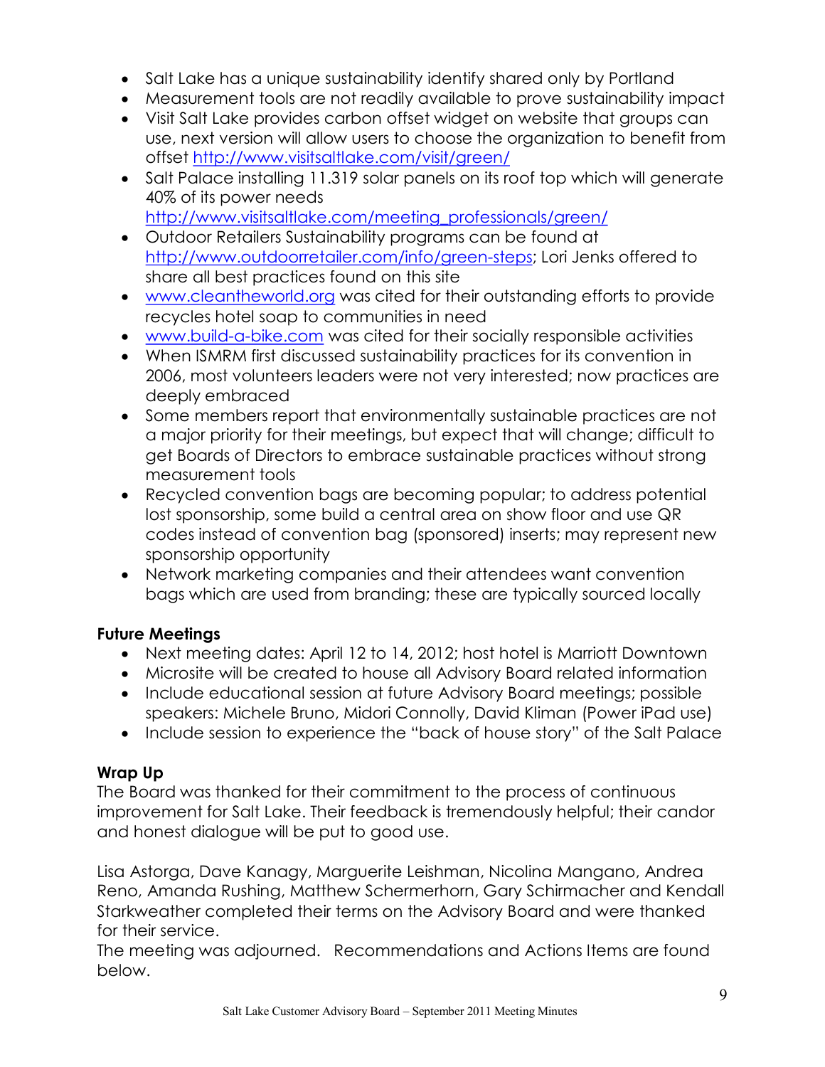- Salt Lake has a unique sustainability identify shared only by Portland
- Measurement tools are not readily available to prove sustainability impact
- Visit Salt Lake provides carbon offset widget on website that groups can use, next version will allow users to choose the organization to benefit from offset http://www.visitsaltlake.com/visit/green/
- Salt Palace installing 11.319 solar panels on its roof top which will generate 40% of its power needs http://www.visitsaltlake.com/meeting_professionals/green/
- Outdoor Retailers Sustainability programs can be found at http://www.outdoorretailer.com/info/green-steps; Lori Jenks offered to share all best practices found on this site
- www.cleantheworld.org was cited for their outstanding efforts to provide recycles hotel soap to communities in need
- www.build-a-bike.com was cited for their socially responsible activities
- When ISMRM first discussed sustainability practices for its convention in 2006, most volunteers leaders were not very interested; now practices are deeply embraced
- Some members report that environmentally sustainable practices are not a major priority for their meetings, but expect that will change; difficult to get Boards of Directors to embrace sustainable practices without strong measurement tools
- Recycled convention bags are becoming popular; to address potential lost sponsorship, some build a central area on show floor and use QR codes instead of convention bag (sponsored) inserts; may represent new sponsorship opportunity
- Network marketing companies and their attendees want convention bags which are used from branding; these are typically sourced locally

**Future Meetings**

- Next meeting dates: April 12 to 14, 2012; host hotel is Marriott Downtown
- Microsite will be created to house all Advisory Board related information
- Include educational session at future Advisory Board meetings; possible speakers: Michele Bruno, Midori Connolly, David Kliman (Power iPad use)
- Include session to experience the "back of house story" of the Salt Palace

**Wrap Up**

The Board was thanked for their commitment to the process of continuous improvement for Salt Lake. Their feedback is tremendously helpful; their candor and honest dialogue will be put to good use.

Lisa Astorga, Dave Kanagy, Marguerite Leishman, Nicolina Mangano, Andrea Reno, Amanda Rushing, Matthew Schermerhorn, Gary Schirmacher and Kendall Starkweather completed their terms on the Advisory Board and were thanked for their service.

The meeting was adjourned. Recommendations and Actions Items are found below.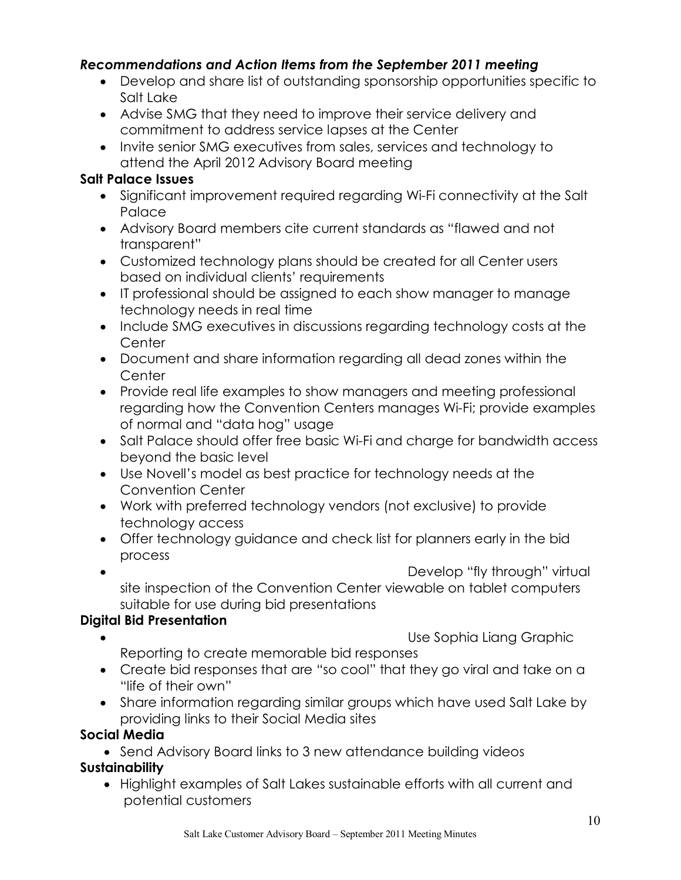***Recommendations and Action Items from the September 2011 meeting***

- Develop and share list of outstanding sponsorship opportunities specific to Salt Lake
- Advise SMG that they need to improve their service delivery and commitment to address service lapses at the Center
- Invite senior SMG executives from sales, services and technology to attend the April 2012 Advisory Board meeting

**Salt Palace Issues**

- Significant improvement required regarding Wi-Fi connectivity at the Salt Palace
- Advisory Board members cite current standards as "flawed and not transparent"
- Customized technology plans should be created for all Center users based on individual clients' requirements
- IT professional should be assigned to each show manager to manage technology needs in real time
- Include SMG executives in discussions regarding technology costs at the Center
- Document and share information regarding all dead zones within the Center
- Provide real life examples to show managers and meeting professional regarding how the Convention Centers manages Wi-Fi; provide examples of normal and "data hog" usage
- Salt Palace should offer free basic Wi-Fi and charge for bandwidth access beyond the basic level
- Use Novell's model as best practice for technology needs at the Convention Center
- Work with preferred technology vendors (not exclusive) to provide technology access
- Offer technology guidance and check list for planners early in the bid process
- Develop "fly through" virtual site inspection of the Convention Center viewable on tablet computers suitable for use during bid presentations

**Digital Bid Presentation**

- Use Sophia Liang Graphic Reporting to create memorable bid responses
- Create bid responses that are "so cool" that they go viral and take on a "life of their own"
- Share information regarding similar groups which have used Salt Lake by providing links to their Social Media sites

**Social Media**

- Send Advisory Board links to 3 new attendance building videos

**Sustainability**

- Highlight examples of Salt Lakes sustainable efforts with all current and potential customers